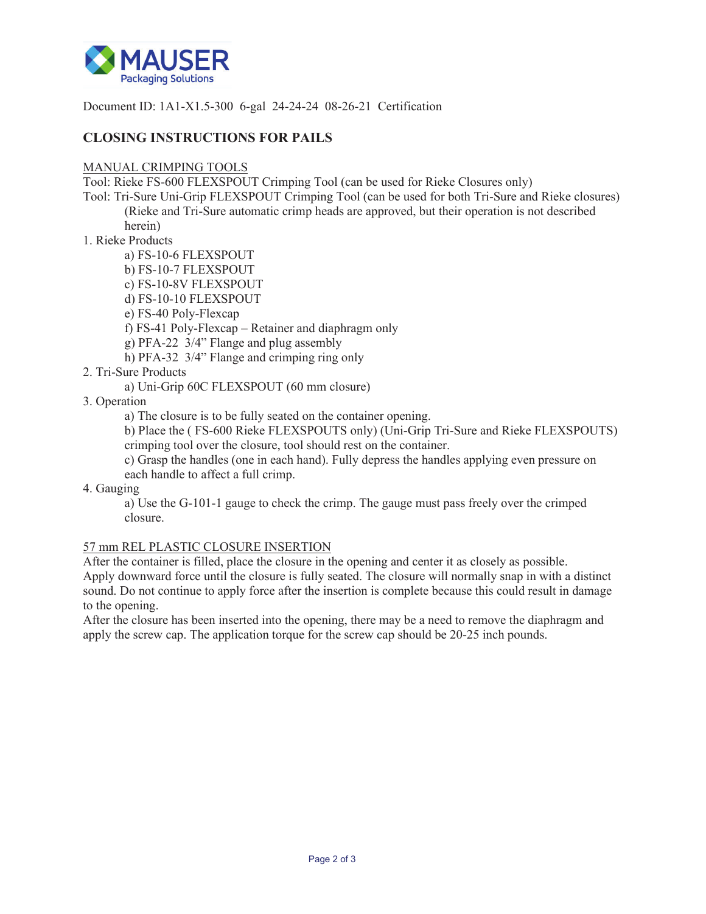Document ID: 1A1-X1.5-300 6-gal 24-24-24 08-26-21 Certification

## CLOSING INSTRUCTIONS FOR PAILS

MANUAL CRIMPING TOOLS

Tool: Rieke FS-600 FLEXSPOUT Crimping Tool (can be used for Rieke Closures only)

Tool: Tri-Sure Uni-Grip FLEXSPOUT Crimping Tool (can be used for both Tri-Sure and Rieke closures)
(Rieke and Tri-Sure automatic crimp heads are approved, but their operation is not described herein)

1. Rieke Products
   - a) FS-10-6 FLEXSPOUT
   - b) FS-10-7 FLEXSPOUT
   - c) FS-10-8V FLEXSPOUT
   - d) FS-10-10 FLEXSPOUT
   - e) FS-40 Poly-Flexcap
   - f) FS-41 Poly-Flexcap – Retainer and diaphragm only
   - g) PFA-22 3/4" Flange and plug assembly
   - h) PFA-32 3/4" Flange and crimping ring only
2. Tri-Sure Products
   - a) Uni-Grip 60C FLEXSPOUT (60 mm closure)
3. Operation
   - a) The closure is to be fully seated on the container opening.
   - b) Place the ( FS-600 Rieke FLEXSPOUTS only) (Uni-Grip Tri-Sure and Rieke FLEXSPOUTS) crimping tool over the closure, tool should rest on the container.
   - c) Grasp the handles (one in each hand). Fully depress the handles applying even pressure on each handle to affect a full crimp.
4. Gauging
   - a) Use the G-101-1 gauge to check the crimp. The gauge must pass freely over the crimped closure.

57 mm REL PLASTIC CLOSURE INSERTION

After the container is filled, place the closure in the opening and center it as closely as possible. Apply downward force until the closure is fully seated. The closure will normally snap in with a distinct sound. Do not continue to apply force after the insertion is complete because this could result in damage to the opening.

After the closure has been inserted into the opening, there may be a need to remove the diaphragm and apply the screw cap. The application torque for the screw cap should be 20-25 inch pounds.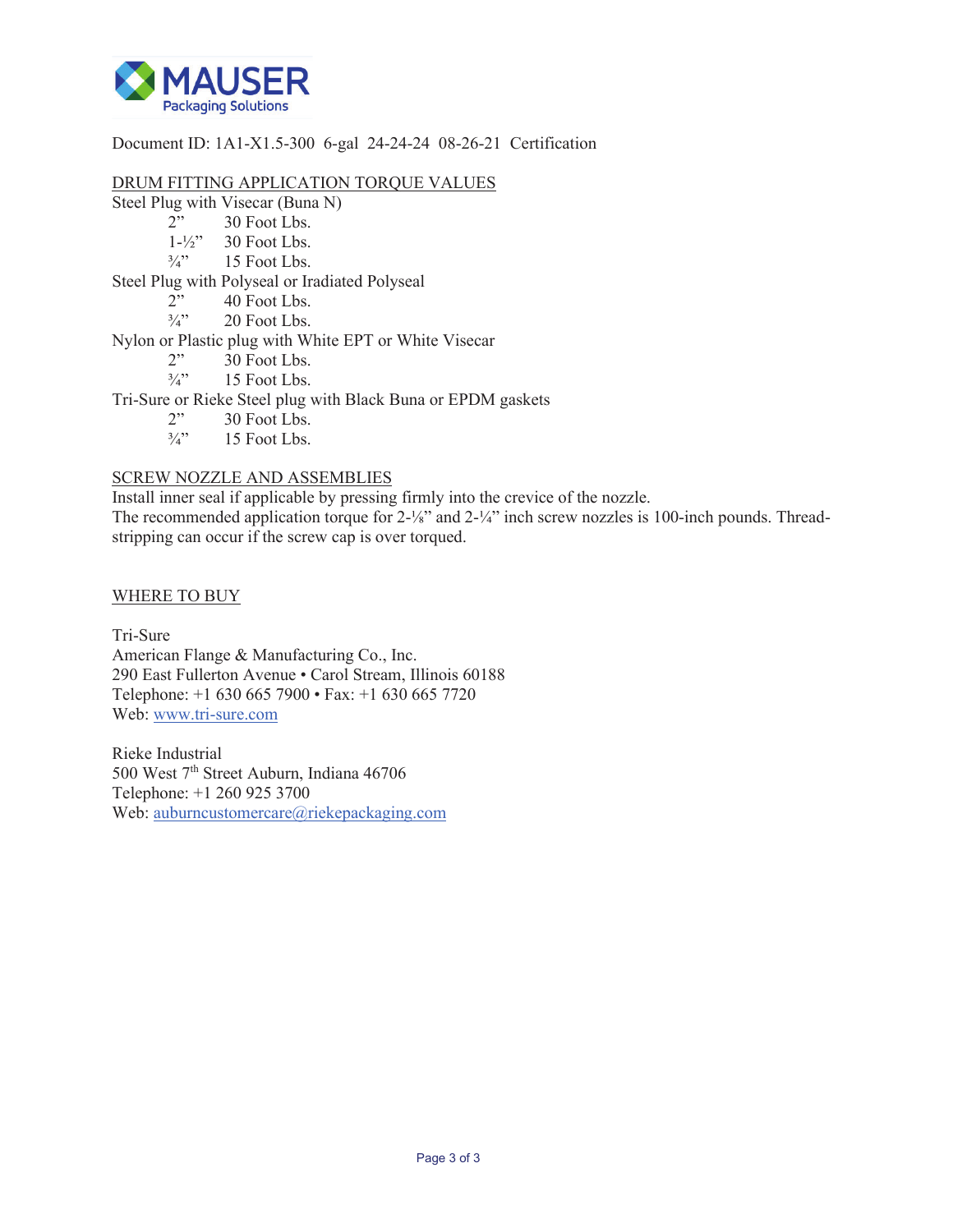Document ID: 1A1-X1.5-300 6-gal 24-24-24 08-26-21 Certification

## DRUM FITTING APPLICATION TORQUE VALUES

Steel Plug with Visecar (Buna N)

- 2” 30 Foot Lbs.
- 1-½” 30 Foot Lbs.
- ¾” 15 Foot Lbs.

Steel Plug with Polyseal or Iradiated Polyseal

- 2” 40 Foot Lbs.
- ¾” 20 Foot Lbs.

Nylon or Plastic plug with White EPT or White Visecar

- 2” 30 Foot Lbs.
- ¾” 15 Foot Lbs.

Tri-Sure or Rieke Steel plug with Black Buna or EPDM gaskets

- 2” 30 Foot Lbs.
- ¾” 15 Foot Lbs.

## SCREW NOZZLE AND ASSEMBLIES

Install inner seal if applicable by pressing firmly into the crevice of the nozzle.
The recommended application torque for 2-⅛” and 2-¼” inch screw nozzles is 100-inch pounds. Thread-stripping can occur if the screw cap is over torqued.

## WHERE TO BUY

Tri-Sure
American Flange & Manufacturing Co., Inc.
290 East Fullerton Avenue • Carol Stream, Illinois 60188
Telephone: +1 630 665 7900 • Fax: +1 630 665 7720
Web: www.tri-sure.com

Rieke Industrial
500 West 7th Street Auburn, Indiana 46706
Telephone: +1 260 925 3700
Web: auburncustomercare@riekepackaging.com